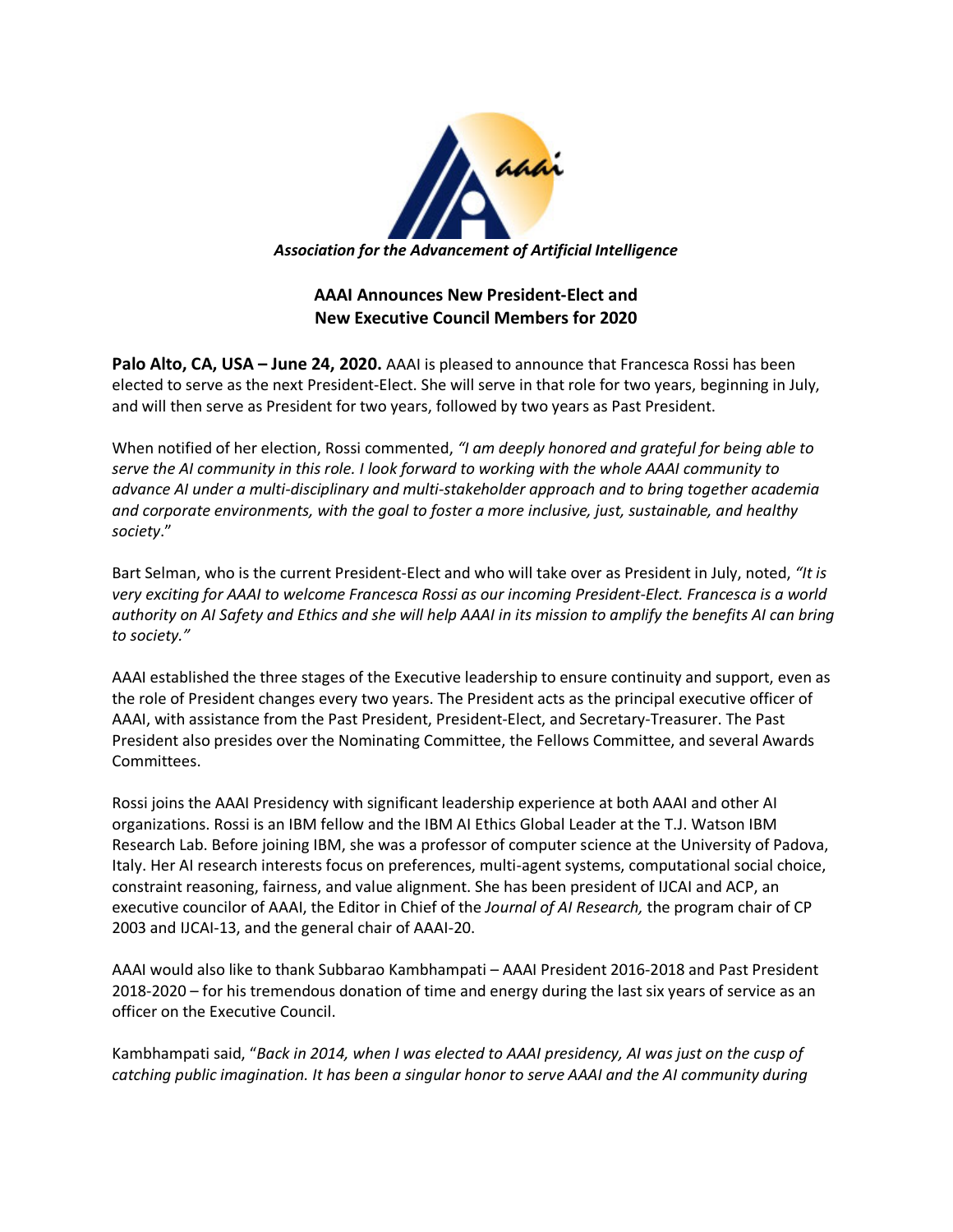*Association for the Advancement of Artificial Intelligence*

## AAAI Announces New President-Elect and New Executive Council Members for 2020

**Palo Alto, CA, USA – June 24, 2020.** AAAI is pleased to announce that Francesca Rossi has been elected to serve as the next President-Elect. She will serve in that role for two years, beginning in July, and will then serve as President for two years, followed by two years as Past President.

When notified of her election, Rossi commented, *"I am deeply honored and grateful for being able to serve the AI community in this role. I look forward to working with the whole AAAI community to advance AI under a multi-disciplinary and multi-stakeholder approach and to bring together academia and corporate environments, with the goal to foster a more inclusive, just, sustainable, and healthy society*."

Bart Selman, who is the current President-Elect and who will take over as President in July, noted, *"It is very exciting for AAAI to welcome Francesca Rossi as our incoming President-Elect. Francesca is a world authority on AI Safety and Ethics and she will help AAAI in its mission to amplify the benefits AI can bring to society."*

AAAI established the three stages of the Executive leadership to ensure continuity and support, even as the role of President changes every two years. The President acts as the principal executive officer of AAAI, with assistance from the Past President, President-Elect, and Secretary-Treasurer. The Past President also presides over the Nominating Committee, the Fellows Committee, and several Awards Committees.

Rossi joins the AAAI Presidency with significant leadership experience at both AAAI and other AI organizations. Rossi is an IBM fellow and the IBM AI Ethics Global Leader at the T.J. Watson IBM Research Lab. Before joining IBM, she was a professor of computer science at the University of Padova, Italy. Her AI research interests focus on preferences, multi-agent systems, computational social choice, constraint reasoning, fairness, and value alignment. She has been president of IJCAI and ACP, an executive councilor of AAAI, the Editor in Chief of the *Journal of AI Research,* the program chair of CP 2003 and IJCAI-13, and the general chair of AAAI-20.

AAAI would also like to thank Subbarao Kambhampati – AAAI President 2016-2018 and Past President 2018-2020 – for his tremendous donation of time and energy during the last six years of service as an officer on the Executive Council.

Kambhampati said, "*Back in 2014, when I was elected to AAAI presidency, AI was just on the cusp of catching public imagination. It has been a singular honor to serve AAAI and the AI community during*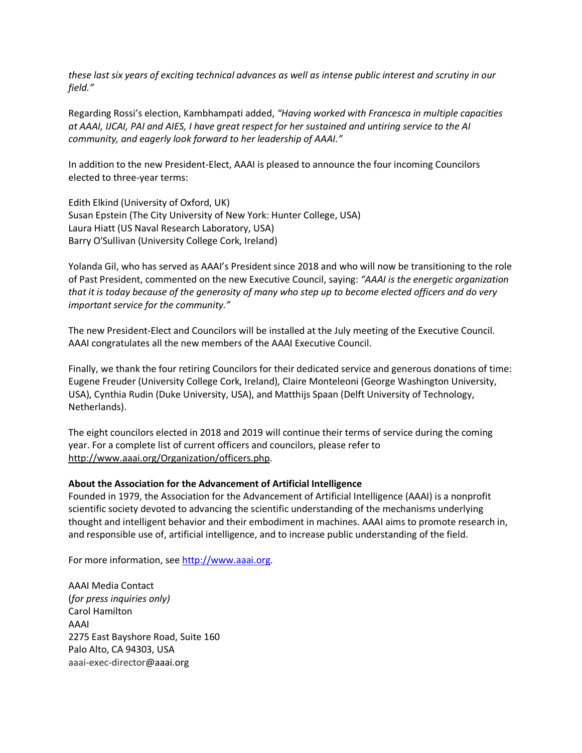*these last six years of exciting technical advances as well as intense public interest and scrutiny in our field."*

Regarding Rossi's election, Kambhampati added, *"Having worked with Francesca in multiple capacities at AAAI, IJCAI, PAI and AIES, I have great respect for her sustained and untiring service to the AI community, and eagerly look forward to her leadership of AAAI."*

In addition to the new President-Elect, AAAI is pleased to announce the four incoming Councilors elected to three-year terms:

Edith Elkind (University of Oxford, UK)
Susan Epstein (The City University of New York: Hunter College, USA)
Laura Hiatt (US Naval Research Laboratory, USA)
Barry O'Sullivan (University College Cork, Ireland)

Yolanda Gil, who has served as AAAI's President since 2018 and who will now be transitioning to the role of Past President, commented on the new Executive Council, saying: *"AAAI is the energetic organization that it is today because of the generosity of many who step up to become elected officers and do very important service for the community."*

The new President-Elect and Councilors will be installed at the July meeting of the Executive Council. AAAI congratulates all the new members of the AAAI Executive Council.

Finally, we thank the four retiring Councilors for their dedicated service and generous donations of time: Eugene Freuder (University College Cork, Ireland), Claire Monteleoni (George Washington University, USA), Cynthia Rudin (Duke University, USA), and Matthijs Spaan (Delft University of Technology, Netherlands).

The eight councilors elected in 2018 and 2019 will continue their terms of service during the coming year. For a complete list of current officers and councilors, please refer to http://www.aaai.org/Organization/officers.php.

**About the Association for the Advancement of Artificial Intelligence**
Founded in 1979, the Association for the Advancement of Artificial Intelligence (AAAI) is a nonprofit scientific society devoted to advancing the scientific understanding of the mechanisms underlying thought and intelligent behavior and their embodiment in machines. AAAI aims to promote research in, and responsible use of, artificial intelligence, and to increase public understanding of the field.

For more information, see http://www.aaai.org.

AAAI Media Contact
(*for press inquiries only)*
Carol Hamilton
AAAI
2275 East Bayshore Road, Suite 160
Palo Alto, CA 94303, USA
aaai-exec-director@aaai.org